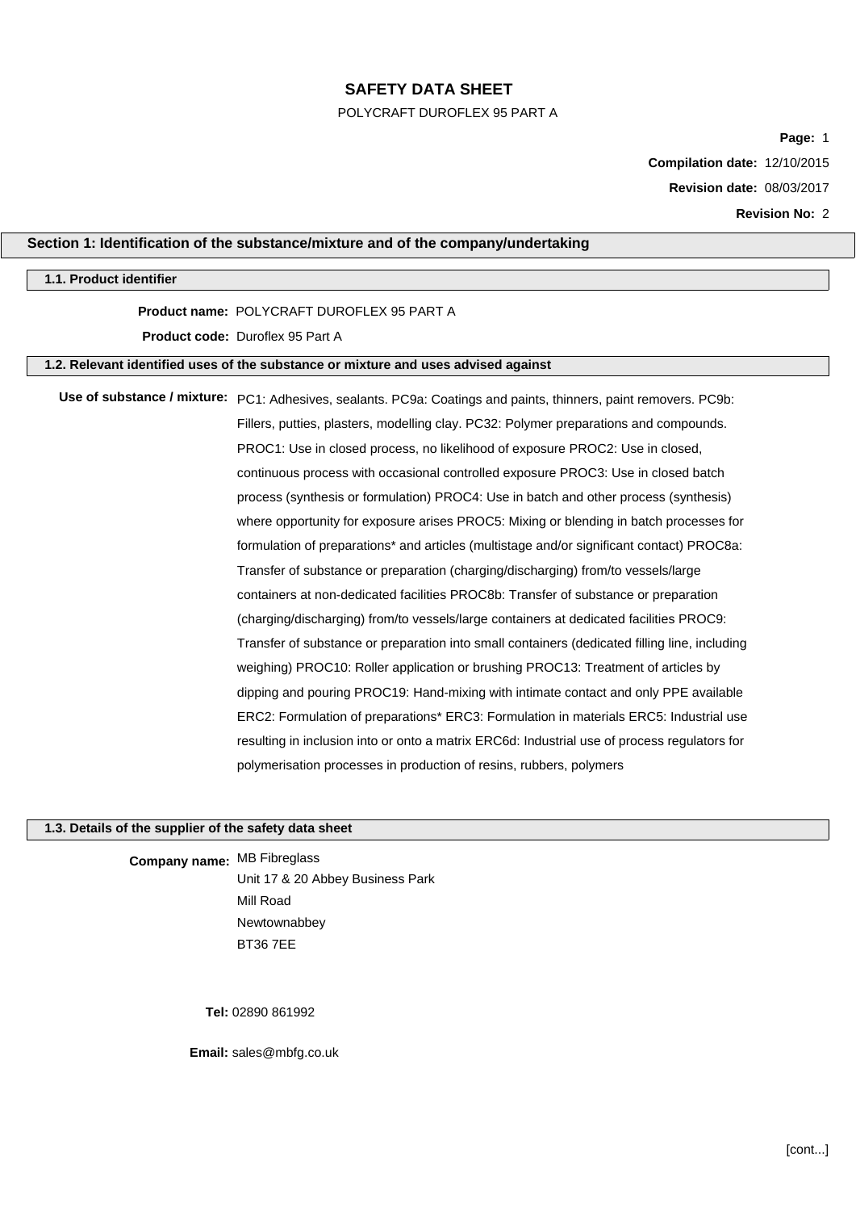# SAFETY DATA SHEET

POLYCRAFT DUROFLEX 95 PART A

**Compilation date:** 12/10/2015

**Revision date:** 08/03/2017

**Revision No:** 2

## Section 1: Identification of the substance/mixture and of the company/undertaking

### 1.1. Product identifier

**Product name:** POLYCRAFT DUROFLEX 95 PART A

**Product code:** Duroflex 95 Part A

### 1.2. Relevant identified uses of the substance or mixture and uses advised against

**Use of substance / mixture:** PC1: Adhesives, sealants. PC9a: Coatings and paints, thinners, paint removers. PC9b: Fillers, putties, plasters, modelling clay. PC32: Polymer preparations and compounds. PROC1: Use in closed process, no likelihood of exposure PROC2: Use in closed, continuous process with occasional controlled exposure PROC3: Use in closed batch process (synthesis or formulation) PROC4: Use in batch and other process (synthesis) where opportunity for exposure arises PROC5: Mixing or blending in batch processes for formulation of preparations* and articles (multistage and/or significant contact) PROC8a: Transfer of substance or preparation (charging/discharging) from/to vessels/large containers at non-dedicated facilities PROC8b: Transfer of substance or preparation (charging/discharging) from/to vessels/large containers at dedicated facilities PROC9: Transfer of substance or preparation into small containers (dedicated filling line, including weighing) PROC10: Roller application or brushing PROC13: Treatment of articles by dipping and pouring PROC19: Hand-mixing with intimate contact and only PPE available ERC2: Formulation of preparations* ERC3: Formulation in materials ERC5: Industrial use resulting in inclusion into or onto a matrix ERC6d: Industrial use of process regulators for polymerisation processes in production of resins, rubbers, polymers

### 1.3. Details of the supplier of the safety data sheet

**Company name:** MB Fibreglass
Unit 17 & 20 Abbey Business Park
Mill Road
Newtownabbey
BT36 7EE

**Tel:** 02890 861992

**Email:** sales@mbfg.co.uk

[cont...]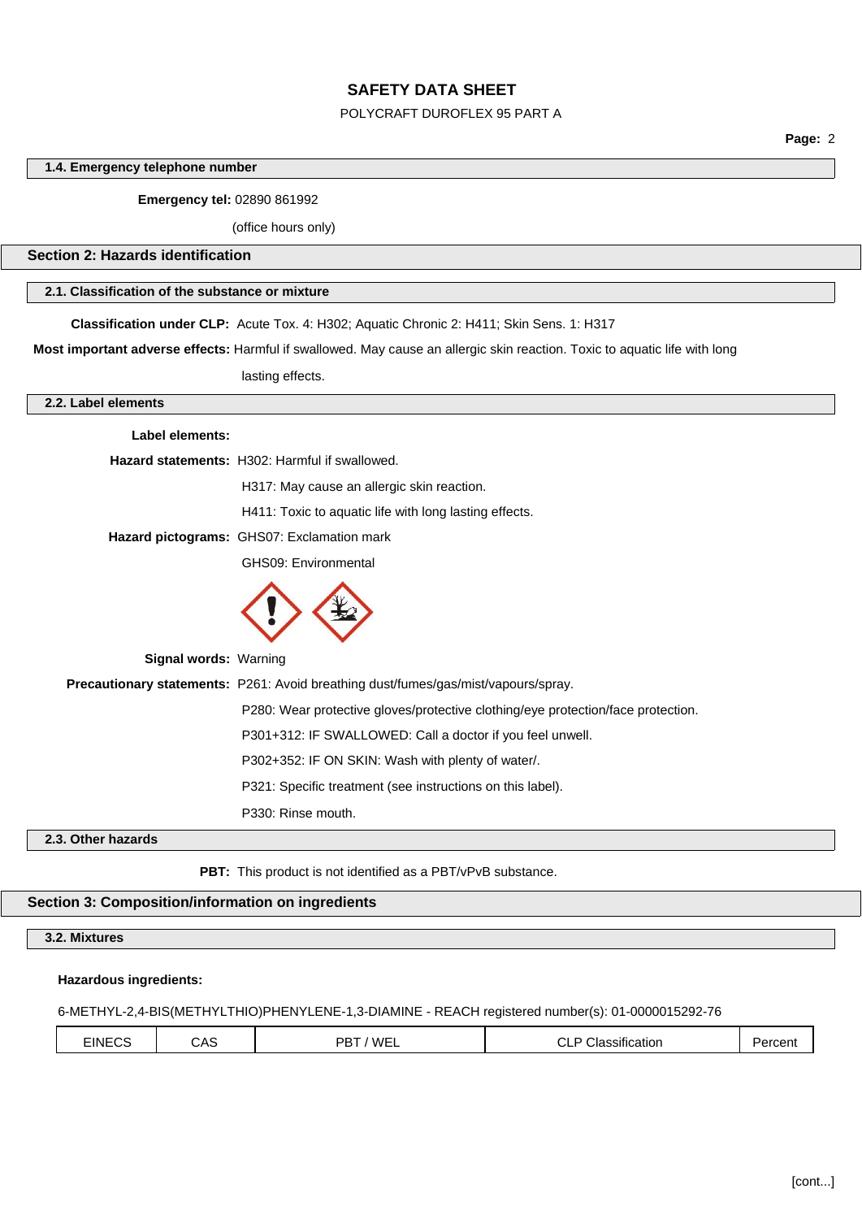### 1.4. Emergency telephone number

**Emergency tel:** 02890 861992

(office hours only)

## Section 2: Hazards identification

### 2.1. Classification of the substance or mixture

**Classification under CLP:** Acute Tox. 4: H302; Aquatic Chronic 2: H411; Skin Sens. 1: H317

**Most important adverse effects:** Harmful if swallowed. May cause an allergic skin reaction. Toxic to aquatic life with long lasting effects.

### 2.2. Label elements

**Label elements:**

**Hazard statements:** H302: Harmful if swallowed.

H317: May cause an allergic skin reaction.

H411: Toxic to aquatic life with long lasting effects.

**Hazard pictograms:** GHS07: Exclamation mark

GHS09: Environmental

**Signal words:** Warning

**Precautionary statements:** P261: Avoid breathing dust/fumes/gas/mist/vapours/spray.

P280: Wear protective gloves/protective clothing/eye protection/face protection.

P301+312: IF SWALLOWED: Call a doctor if you feel unwell.

P302+352: IF ON SKIN: Wash with plenty of water/.

P321: Specific treatment (see instructions on this label).

P330: Rinse mouth.

### 2.3. Other hazards

**PBT:** This product is not identified as a PBT/vPvB substance.

## Section 3: Composition/information on ingredients

### 3.2. Mixtures

**Hazardous ingredients:**

6-METHYL-2,4-BIS(METHYLTHIO)PHENYLENE-1,3-DIAMINE - REACH registered number(s): 01-0000015292-76

| EINECS | CAS | PBT / WEL | CLP Classification | Percent |
|---|---|---|---|---|

[cont...]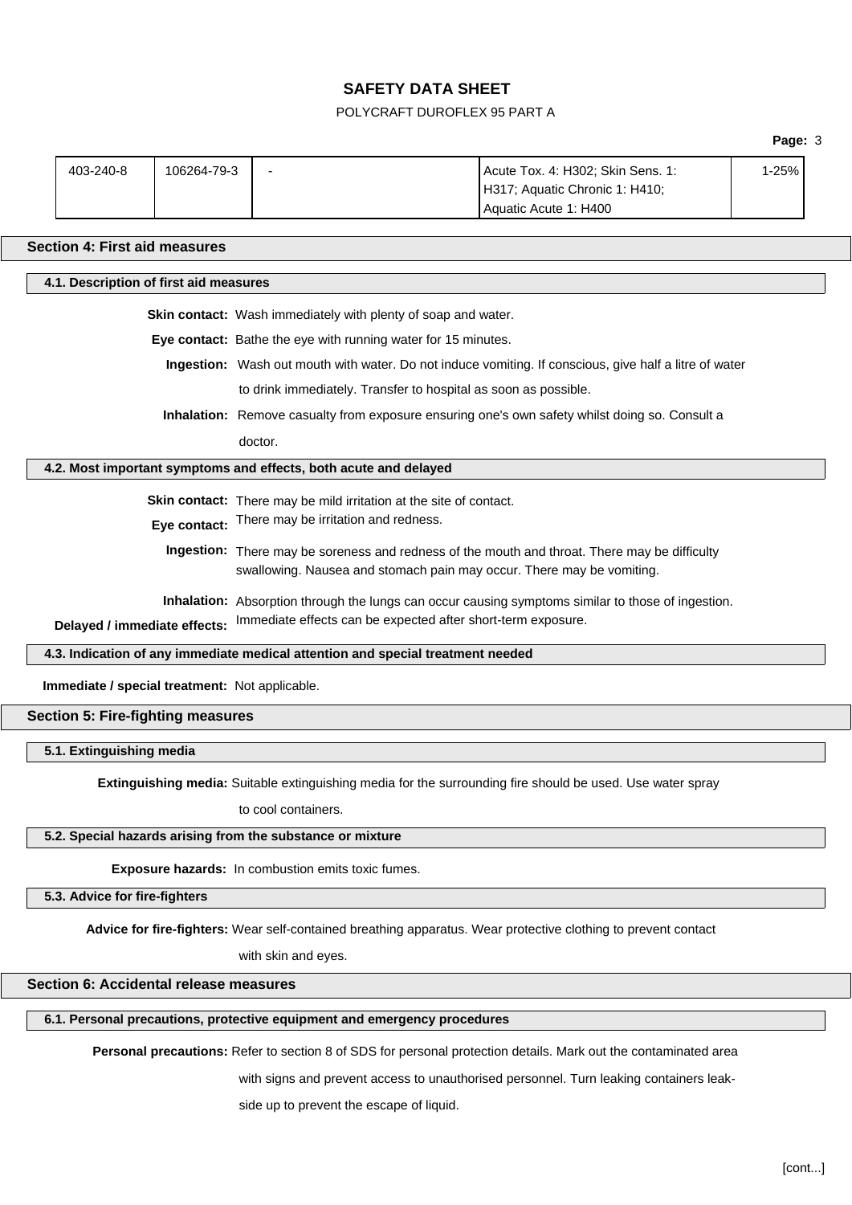| 403-240-8 | 106264-79-3 | - | Acute Tox. 4: H302; Skin Sens. 1: H317; Aquatic Chronic 1: H410; Aquatic Acute 1: H400 | 1-25% |
|---|---|---|---|---|

## Section 4: First aid measures

### 4.1. Description of first aid measures

**Skin contact:** Wash immediately with plenty of soap and water.

**Eye contact:** Bathe the eye with running water for 15 minutes.

**Ingestion:** Wash out mouth with water. Do not induce vomiting. If conscious, give half a litre of water to drink immediately. Transfer to hospital as soon as possible.

**Inhalation:** Remove casualty from exposure ensuring one's own safety whilst doing so. Consult a doctor.

### 4.2. Most important symptoms and effects, both acute and delayed

**Skin contact:** There may be mild irritation at the site of contact.

**Eye contact:** There may be irritation and redness.

**Ingestion:** There may be soreness and redness of the mouth and throat. There may be difficulty swallowing. Nausea and stomach pain may occur. There may be vomiting.

**Inhalation:** Absorption through the lungs can occur causing symptoms similar to those of ingestion.

**Delayed / immediate effects:** Immediate effects can be expected after short-term exposure.

### 4.3. Indication of any immediate medical attention and special treatment needed

**Immediate / special treatment:** Not applicable.

## Section 5: Fire-fighting measures

### 5.1. Extinguishing media

**Extinguishing media:** Suitable extinguishing media for the surrounding fire should be used. Use water spray to cool containers.

### 5.2. Special hazards arising from the substance or mixture

**Exposure hazards:** In combustion emits toxic fumes.

### 5.3. Advice for fire-fighters

**Advice for fire-fighters:** Wear self-contained breathing apparatus. Wear protective clothing to prevent contact with skin and eyes.

## Section 6: Accidental release measures

### 6.1. Personal precautions, protective equipment and emergency procedures

**Personal precautions:** Refer to section 8 of SDS for personal protection details. Mark out the contaminated area with signs and prevent access to unauthorised personnel. Turn leaking containers leak-side up to prevent the escape of liquid.

[cont...]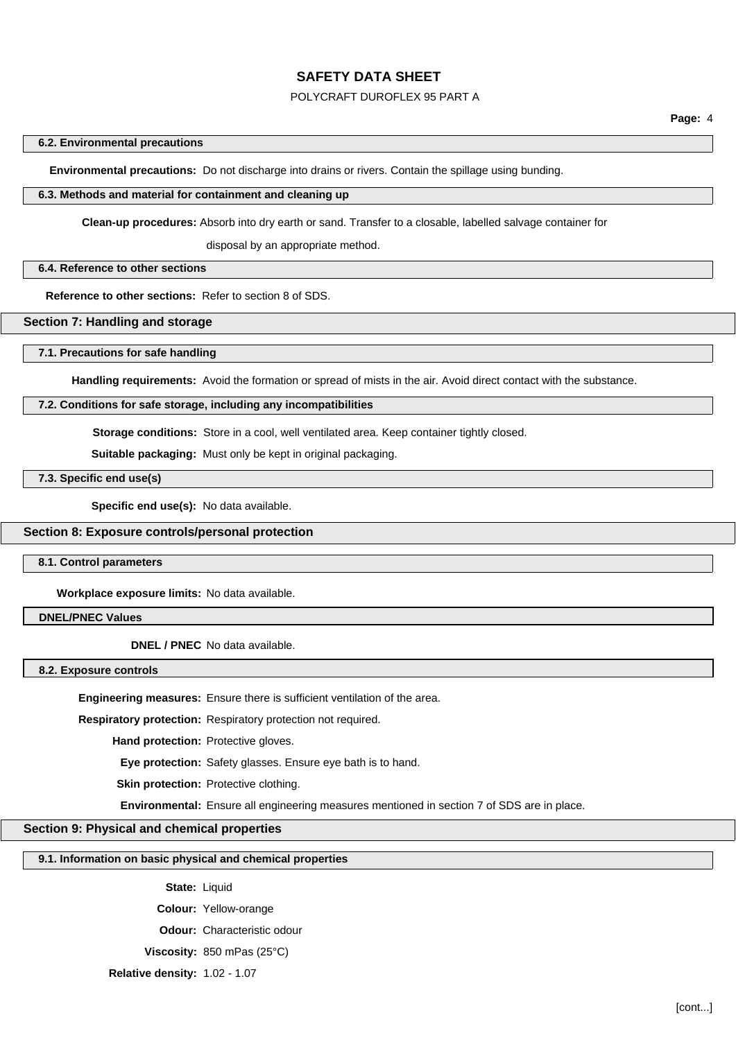### 6.2. Environmental precautions

**Environmental precautions:** Do not discharge into drains or rivers. Contain the spillage using bunding.

### 6.3. Methods and material for containment and cleaning up

**Clean-up procedures:** Absorb into dry earth or sand. Transfer to a closable, labelled salvage container for disposal by an appropriate method.

### 6.4. Reference to other sections

**Reference to other sections:** Refer to section 8 of SDS.

## Section 7: Handling and storage

### 7.1. Precautions for safe handling

**Handling requirements:** Avoid the formation or spread of mists in the air. Avoid direct contact with the substance.

### 7.2. Conditions for safe storage, including any incompatibilities

**Storage conditions:** Store in a cool, well ventilated area. Keep container tightly closed.

**Suitable packaging:** Must only be kept in original packaging.

### 7.3. Specific end use(s)

**Specific end use(s):** No data available.

## Section 8: Exposure controls/personal protection

### 8.1. Control parameters

**Workplace exposure limits:** No data available.

### DNEL/PNEC Values

**DNEL / PNEC** No data available.

### 8.2. Exposure controls

**Engineering measures:** Ensure there is sufficient ventilation of the area.

**Respiratory protection:** Respiratory protection not required.

**Hand protection:** Protective gloves.

**Eye protection:** Safety glasses. Ensure eye bath is to hand.

**Skin protection:** Protective clothing.

**Environmental:** Ensure all engineering measures mentioned in section 7 of SDS are in place.

## Section 9: Physical and chemical properties

### 9.1. Information on basic physical and chemical properties

**State:** Liquid

**Colour:** Yellow-orange

**Odour:** Characteristic odour

**Viscosity:** 850 mPas (25°C)

**Relative density:** 1.02 - 1.07

[cont...]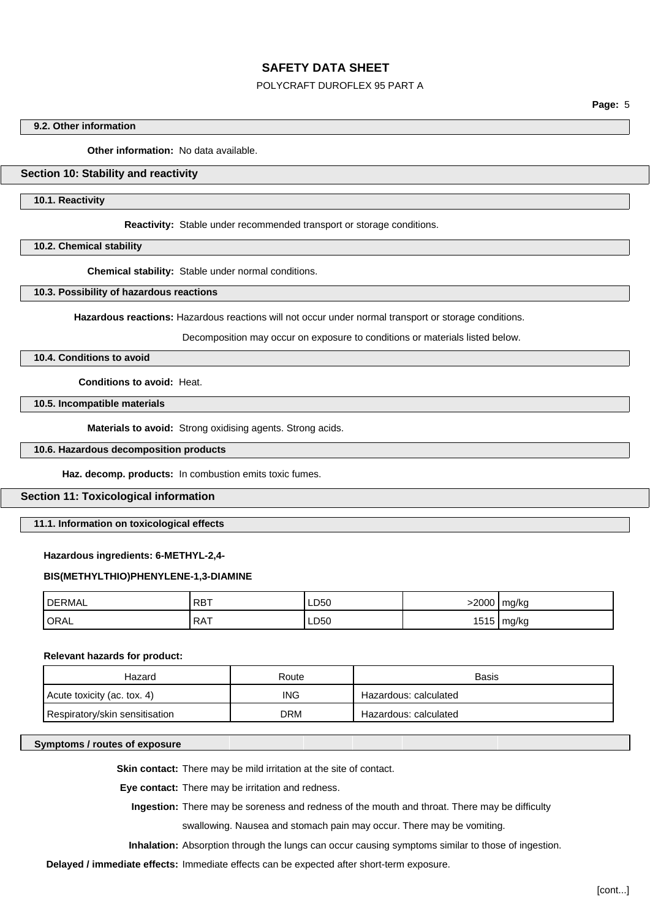### 9.2. Other information

**Other information:** No data available.

## Section 10: Stability and reactivity

### 10.1. Reactivity

**Reactivity:** Stable under recommended transport or storage conditions.

### 10.2. Chemical stability

**Chemical stability:** Stable under normal conditions.

### 10.3. Possibility of hazardous reactions

**Hazardous reactions:** Hazardous reactions will not occur under normal transport or storage conditions.

Decomposition may occur on exposure to conditions or materials listed below.

### 10.4. Conditions to avoid

**Conditions to avoid:** Heat.

### 10.5. Incompatible materials

**Materials to avoid:** Strong oxidising agents. Strong acids.

### 10.6. Hazardous decomposition products

**Haz. decomp. products:** In combustion emits toxic fumes.

## Section 11: Toxicological information

### 11.1. Information on toxicological effects

**Hazardous ingredients: 6-METHYL-2,4-BIS(METHYLTHIO)PHENYLENE-1,3-DIAMINE**

| | | | | |
|---|---|---|---|---|
| DERMAL | RBT | LD50 | >2000 | mg/kg |
| ORAL | RAT | LD50 | 1515 | mg/kg |

**Relevant hazards for product:**

| Hazard | Route | Basis |
|---|---|---|
| Acute toxicity (ac. tox. 4) | ING | Hazardous: calculated |
| Respiratory/skin sensitisation | DRM | Hazardous: calculated |

### Symptoms / routes of exposure

**Skin contact:** There may be mild irritation at the site of contact.

**Eye contact:** There may be irritation and redness.

**Ingestion:** There may be soreness and redness of the mouth and throat. There may be difficulty swallowing. Nausea and stomach pain may occur. There may be vomiting.

**Inhalation:** Absorption through the lungs can occur causing symptoms similar to those of ingestion.

**Delayed / immediate effects:** Immediate effects can be expected after short-term exposure.

[cont...]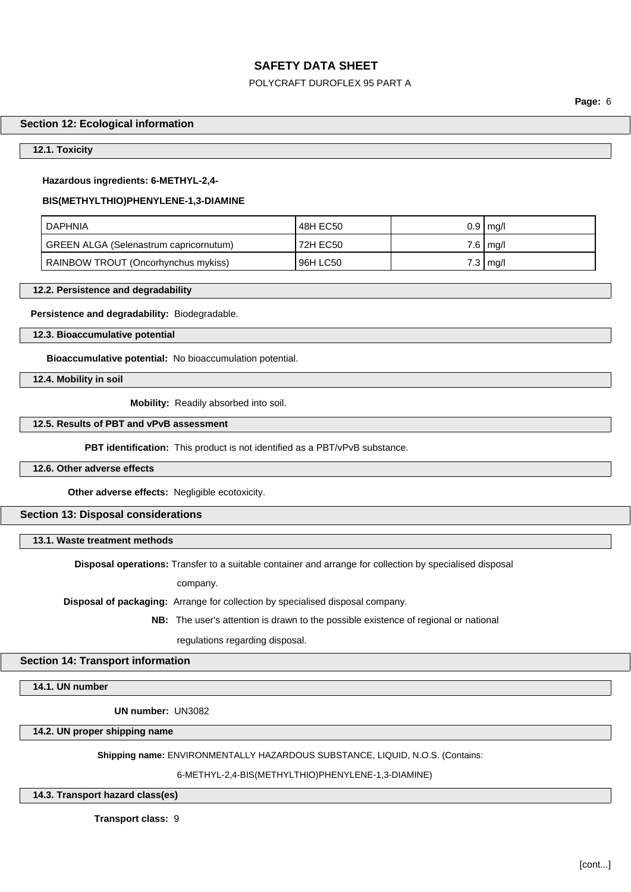## Section 12: Ecological information

### 12.1. Toxicity

**Hazardous ingredients: 6-METHYL-2,4-BIS(METHYLTHIO)PHENYLENE-1,3-DIAMINE**

| | | | |
|---|---|---|---|
| DAPHNIA | 48H EC50 | 0.9 | mg/l |
| GREEN ALGA (Selenastrum capricornutum) | 72H EC50 | 7.6 | mg/l |
| RAINBOW TROUT (Oncorhynchus mykiss) | 96H LC50 | 7.3 | mg/l |

### 12.2. Persistence and degradability

**Persistence and degradability:** Biodegradable.

### 12.3. Bioaccumulative potential

**Bioaccumulative potential:** No bioaccumulation potential.

### 12.4. Mobility in soil

**Mobility:** Readily absorbed into soil.

### 12.5. Results of PBT and vPvB assessment

**PBT identification:** This product is not identified as a PBT/vPvB substance.

### 12.6. Other adverse effects

**Other adverse effects:** Negligible ecotoxicity.

## Section 13: Disposal considerations

### 13.1. Waste treatment methods

**Disposal operations:** Transfer to a suitable container and arrange for collection by specialised disposal company.

**Disposal of packaging:** Arrange for collection by specialised disposal company.

**NB:** The user's attention is drawn to the possible existence of regional or national regulations regarding disposal.

## Section 14: Transport information

### 14.1. UN number

**UN number:** UN3082

### 14.2. UN proper shipping name

**Shipping name:** ENVIRONMENTALLY HAZARDOUS SUBSTANCE, LIQUID, N.O.S. (Contains: 6-METHYL-2,4-BIS(METHYLTHIO)PHENYLENE-1,3-DIAMINE)

### 14.3. Transport hazard class(es)

**Transport class:** 9

[cont...]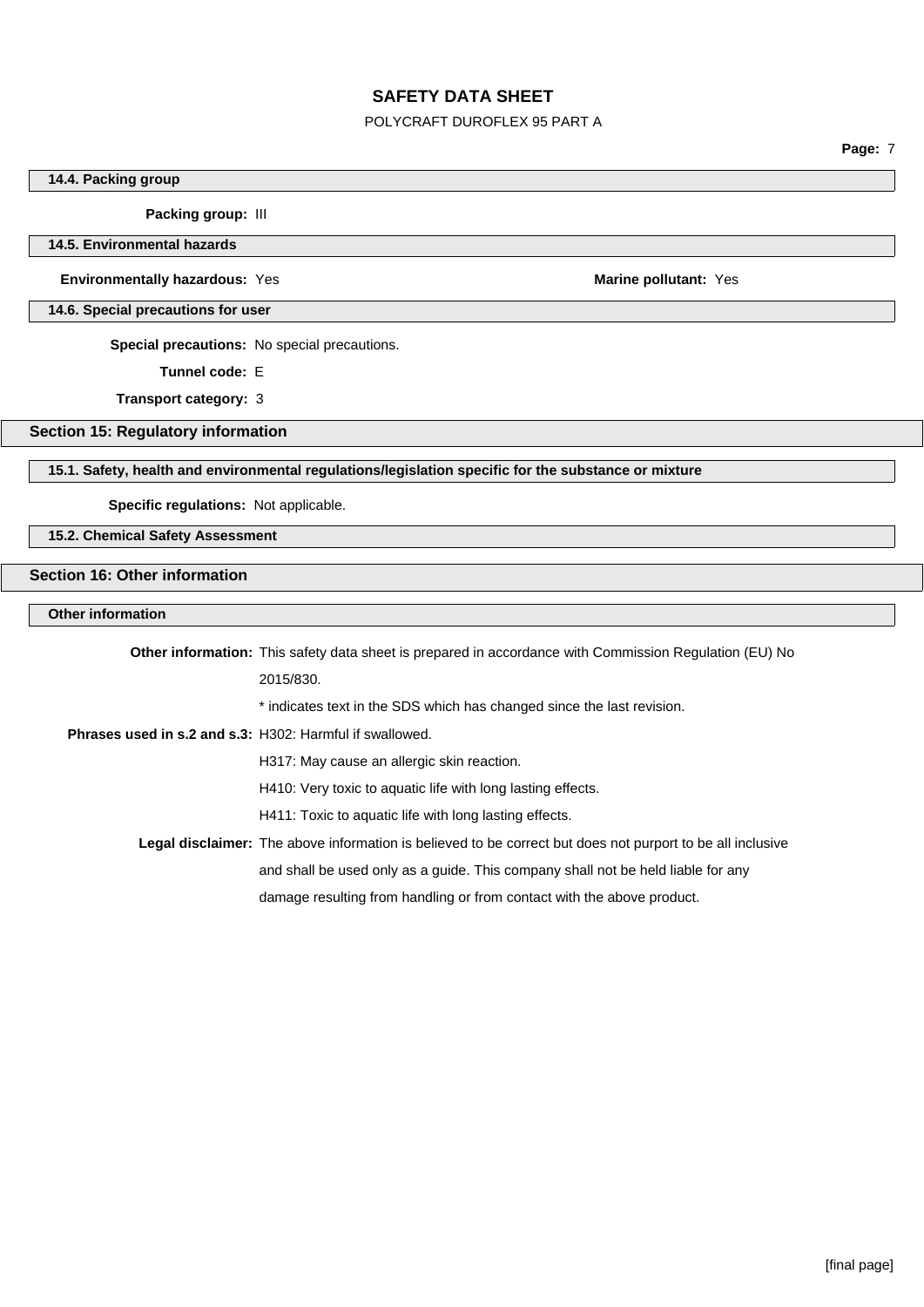### 14.4. Packing group

**Packing group:** III

### 14.5. Environmental hazards

**Environmentally hazardous:** Yes

**Marine pollutant:** Yes

### 14.6. Special precautions for user

**Special precautions:** No special precautions.

**Tunnel code:** E

**Transport category:** 3

## Section 15: Regulatory information

### 15.1. Safety, health and environmental regulations/legislation specific for the substance or mixture

**Specific regulations:** Not applicable.

### 15.2. Chemical Safety Assessment

## Section 16: Other information

### Other information

**Other information:** This safety data sheet is prepared in accordance with Commission Regulation (EU) No 2015/830.

* indicates text in the SDS which has changed since the last revision.

**Phrases used in s.2 and s.3:** H302: Harmful if swallowed.

H317: May cause an allergic skin reaction.

H410: Very toxic to aquatic life with long lasting effects.

H411: Toxic to aquatic life with long lasting effects.

**Legal disclaimer:** The above information is believed to be correct but does not purport to be all inclusive and shall be used only as a guide. This company shall not be held liable for any damage resulting from handling or from contact with the above product.